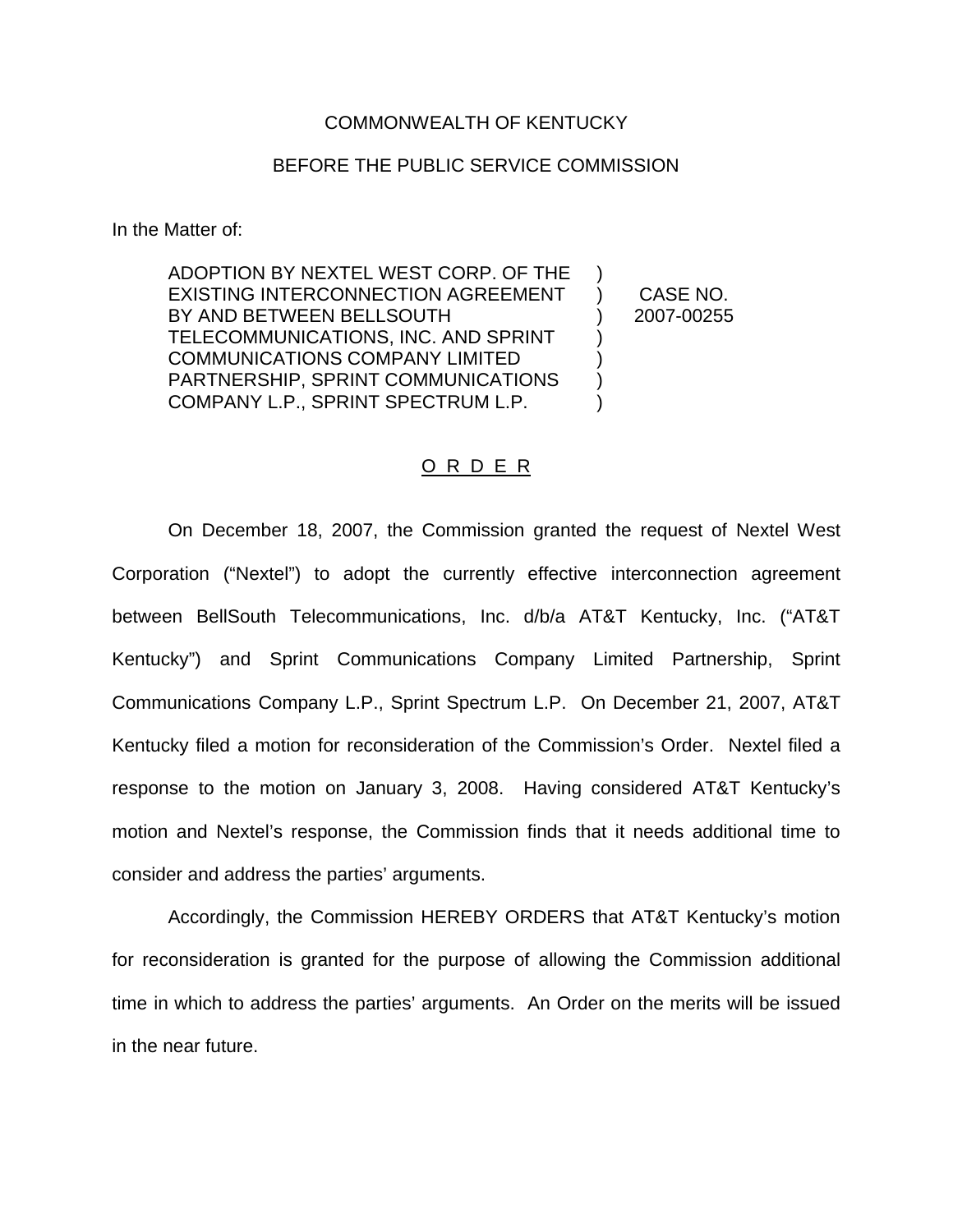COMMONWEALTH OF KENTUCKY

BEFORE THE PUBLIC SERVICE COMMISSION

In the Matter of:

| | | |
|---|---|---|
| ADOPTION BY NEXTEL WEST CORP. OF THE EXISTING INTERCONNECTION AGREEMENT BY AND BETWEEN BELLSOUTH TELECOMMUNICATIONS, INC. AND SPRINT COMMUNICATIONS COMPANY LIMITED PARTNERSHIP, SPRINT COMMUNICATIONS COMPANY L.P., SPRINT SPECTRUM L.P. | ) ) ) ) ) ) ) | CASE NO. 2007-00255 |

## O R D E R

On December 18, 2007, the Commission granted the request of Nextel West Corporation ("Nextel") to adopt the currently effective interconnection agreement between BellSouth Telecommunications, Inc. d/b/a AT&T Kentucky, Inc. ("AT&T Kentucky") and Sprint Communications Company Limited Partnership, Sprint Communications Company L.P., Sprint Spectrum L.P. On December 21, 2007, AT&T Kentucky filed a motion for reconsideration of the Commission's Order. Nextel filed a response to the motion on January 3, 2008. Having considered AT&T Kentucky's motion and Nextel's response, the Commission finds that it needs additional time to consider and address the parties' arguments.

Accordingly, the Commission HEREBY ORDERS that AT&T Kentucky's motion for reconsideration is granted for the purpose of allowing the Commission additional time in which to address the parties' arguments. An Order on the merits will be issued in the near future.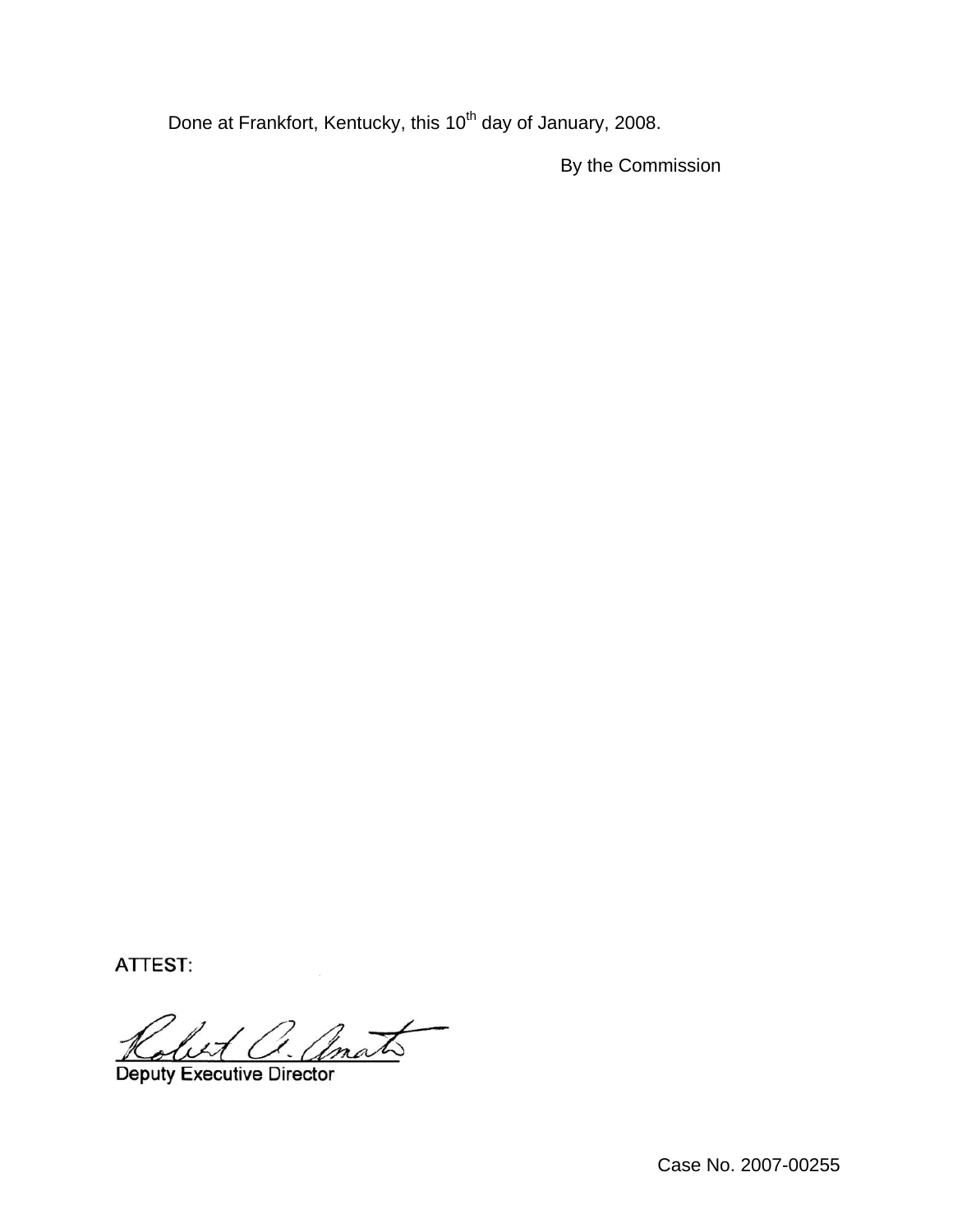Done at Frankfort, Kentucky, this 10th day of January, 2008.

By the Commission

ATTEST:

Deputy Executive Director

Case No. 2007-00255